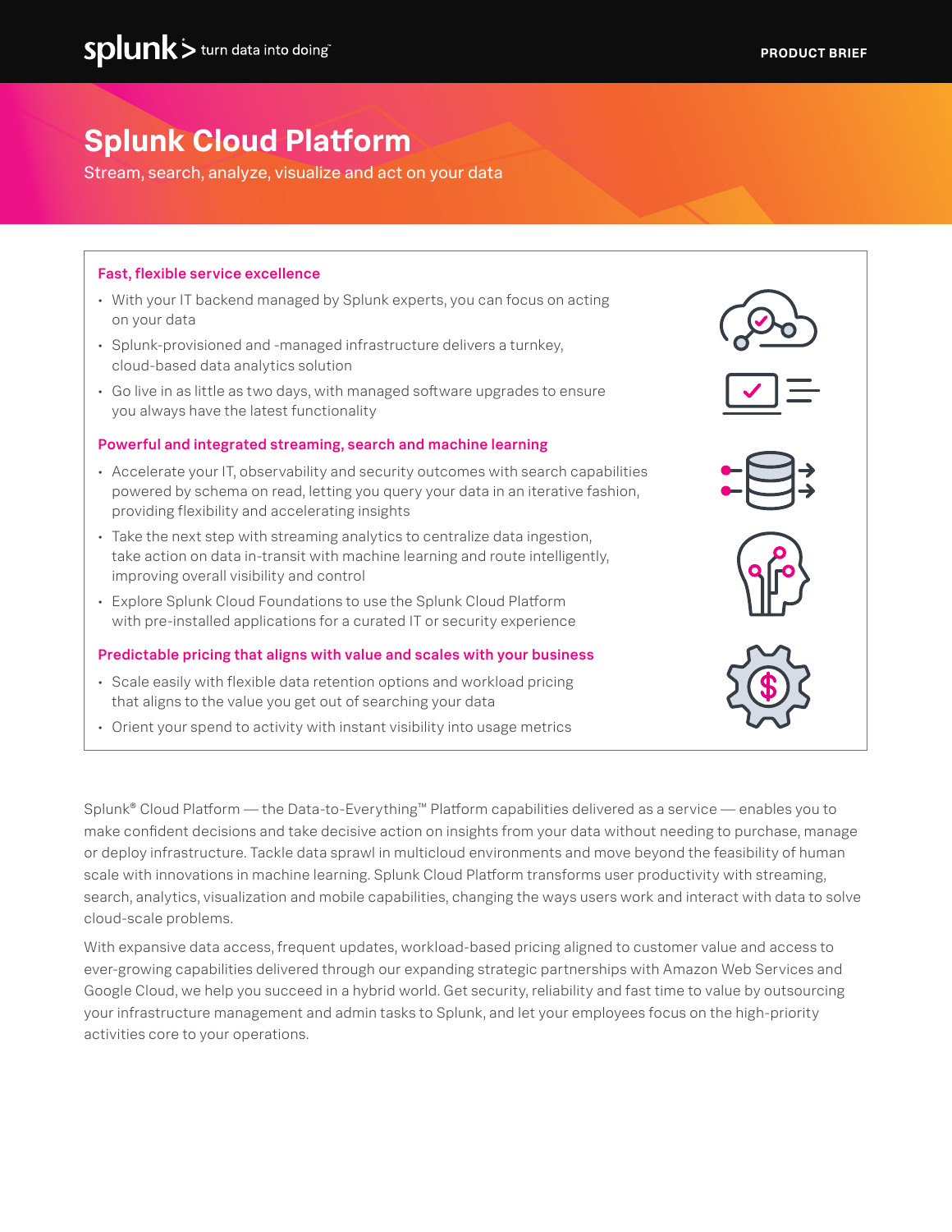# Splunk Cloud Platform

Stream, search, analyze, visualize and act on your data

### Fast, flexible service excellence

- With your IT backend managed by Splunk experts, you can focus on acting on your data
- Splunk-provisioned and -managed infrastructure delivers a turnkey, cloud-based data analytics solution
- Go live in as little as two days, with managed software upgrades to ensure you always have the latest functionality

### Powerful and integrated streaming, search and machine learning

- Accelerate your IT, observability and security outcomes with search capabilities powered by schema on read, letting you query your data in an iterative fashion, providing flexibility and accelerating insights
- Take the next step with streaming analytics to centralize data ingestion, take action on data in-transit with machine learning and route intelligently, improving overall visibility and control
- Explore Splunk Cloud Foundations to use the Splunk Cloud Platform with pre-installed applications for a curated IT or security experience

### Predictable pricing that aligns with value and scales with your business

- Scale easily with flexible data retention options and workload pricing that aligns to the value you get out of searching your data
- Orient your spend to activity with instant visibility into usage metrics

Splunk® Cloud Platform — the Data-to-Everything™ Platform capabilities delivered as a service — enables you to make confident decisions and take decisive action on insights from your data without needing to purchase, manage or deploy infrastructure. Tackle data sprawl in multicloud environments and move beyond the feasibility of human scale with innovations in machine learning. Splunk Cloud Platform transforms user productivity with streaming, search, analytics, visualization and mobile capabilities, changing the ways users work and interact with data to solve cloud-scale problems.

With expansive data access, frequent updates, workload-based pricing aligned to customer value and access to ever-growing capabilities delivered through our expanding strategic partnerships with Amazon Web Services and Google Cloud, we help you succeed in a hybrid world. Get security, reliability and fast time to value by outsourcing your infrastructure management and admin tasks to Splunk, and let your employees focus on the high-priority activities core to your operations.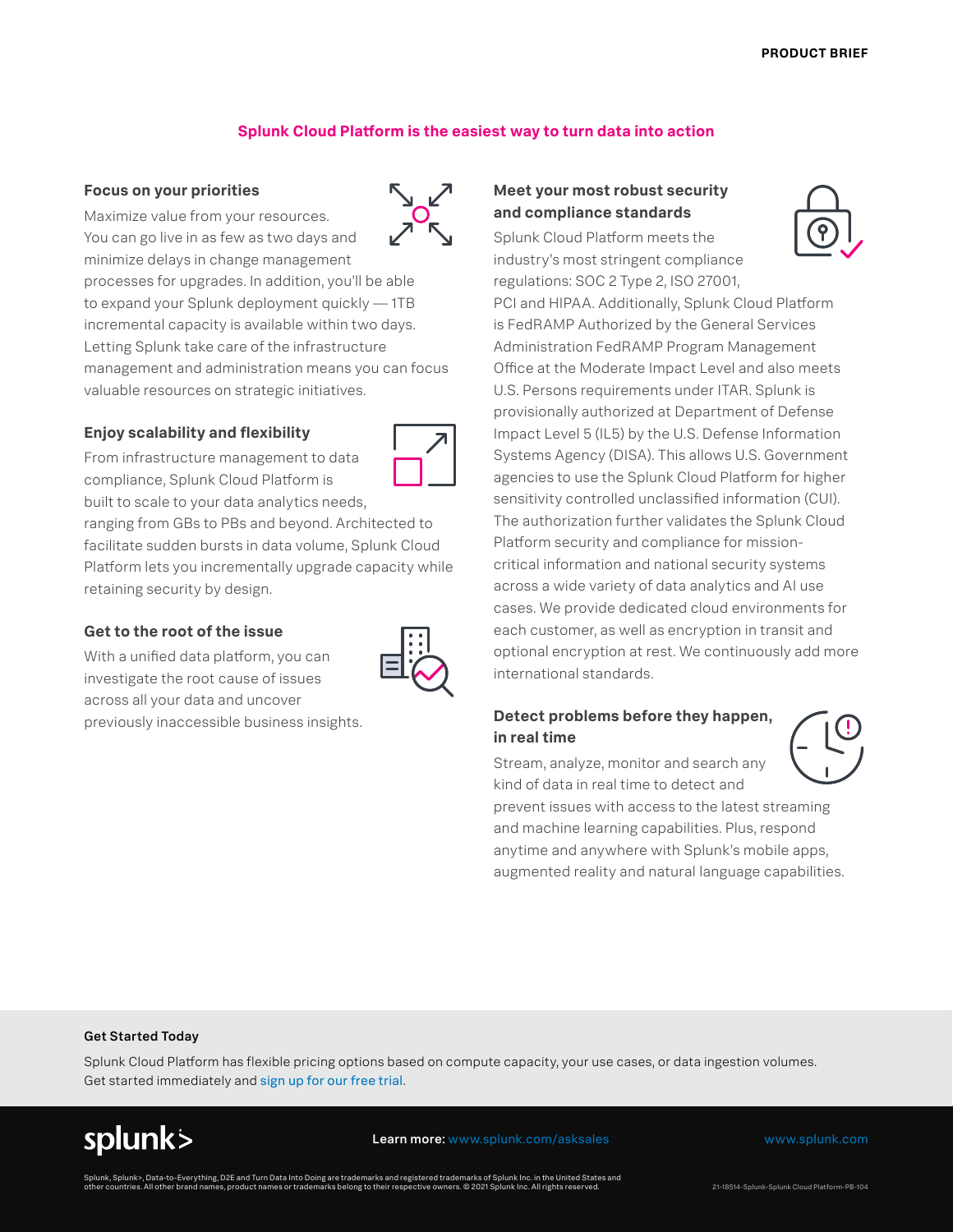## Splunk Cloud Platform is the easiest way to turn data into action

### Focus on your priorities

Maximize value from your resources. You can go live in as few as two days and minimize delays in change management processes for upgrades. In addition, you'll be able to expand your Splunk deployment quickly — 1TB incremental capacity is available within two days. Letting Splunk take care of the infrastructure management and administration means you can focus valuable resources on strategic initiatives.

### Enjoy scalability and flexibility

From infrastructure management to data compliance, Splunk Cloud Platform is built to scale to your data analytics needs, ranging from GBs to PBs and beyond. Architected to facilitate sudden bursts in data volume, Splunk Cloud Platform lets you incrementally upgrade capacity while retaining security by design.

### Get to the root of the issue

With a unified data platform, you can investigate the root cause of issues across all your data and uncover previously inaccessible business insights.

### Meet your most robust security and compliance standards

Splunk Cloud Platform meets the industry's most stringent compliance regulations: SOC 2 Type 2, ISO 27001, PCI and HIPAA. Additionally, Splunk Cloud Platform is FedRAMP Authorized by the General Services Administration FedRAMP Program Management Office at the Moderate Impact Level and also meets U.S. Persons requirements under ITAR. Splunk is provisionally authorized at Department of Defense Impact Level 5 (IL5) by the U.S. Defense Information Systems Agency (DISA). This allows U.S. Government agencies to use the Splunk Cloud Platform for higher sensitivity controlled unclassified information (CUI). The authorization further validates the Splunk Cloud Platform security and compliance for mission-critical information and national security systems across a wide variety of data analytics and AI use cases. We provide dedicated cloud environments for each customer, as well as encryption in transit and optional encryption at rest. We continuously add more international standards.

### Detect problems before they happen, in real time

Stream, analyze, monitor and search any kind of data in real time to detect and prevent issues with access to the latest streaming and machine learning capabilities. Plus, respond anytime and anywhere with Splunk's mobile apps, augmented reality and natural language capabilities.

### Get Started Today

Splunk Cloud Platform has flexible pricing options based on compute capacity, your use cases, or data ingestion volumes. Get started immediately and sign up for our free trial.

splunk>

**Learn more:** www.splunk.com/asksales

www.splunk.com

Splunk, Splunk>, Data-to-Everything, D2E and Turn Data Into Doing are trademarks and registered trademarks of Splunk Inc. in the United States and other countries. All other brand names, product names or trademarks belong to their respective owners. © 2021 Splunk Inc. All rights reserved.

21-18514-Splunk-Splunk Cloud Platform-PB-104